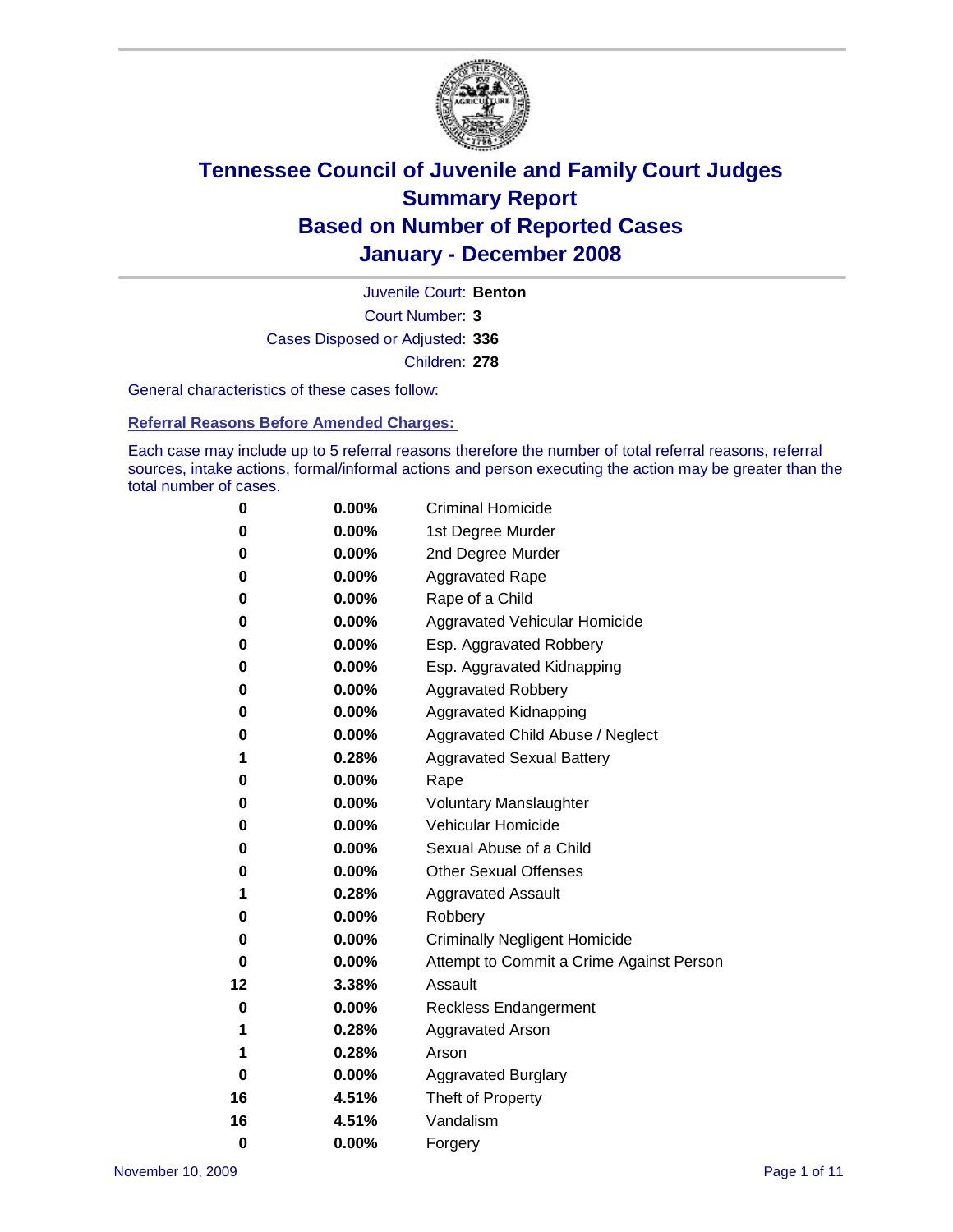# Tennessee Council of Juvenile and Family Court Judges
## Summary Report
## Based on Number of Reported Cases
## January - December 2008

Juvenile Court: **Benton**

Court Number: **3**

Cases Disposed or Adjusted: **336**

Children: **278**

General characteristics of these cases follow:

### Referral Reasons Before Amended Charges:

Each case may include up to 5 referral reasons therefore the number of total referral reasons, referral sources, intake actions, formal/informal actions and person executing the action may be greater than the total number of cases.

| | | |
|---|---|---|
| 0 | 0.00% | Criminal Homicide |
| 0 | 0.00% | 1st Degree Murder |
| 0 | 0.00% | 2nd Degree Murder |
| 0 | 0.00% | Aggravated Rape |
| 0 | 0.00% | Rape of a Child |
| 0 | 0.00% | Aggravated Vehicular Homicide |
| 0 | 0.00% | Esp. Aggravated Robbery |
| 0 | 0.00% | Esp. Aggravated Kidnapping |
| 0 | 0.00% | Aggravated Robbery |
| 0 | 0.00% | Aggravated Kidnapping |
| 0 | 0.00% | Aggravated Child Abuse / Neglect |
| 1 | 0.28% | Aggravated Sexual Battery |
| 0 | 0.00% | Rape |
| 0 | 0.00% | Voluntary Manslaughter |
| 0 | 0.00% | Vehicular Homicide |
| 0 | 0.00% | Sexual Abuse of a Child |
| 0 | 0.00% | Other Sexual Offenses |
| 1 | 0.28% | Aggravated Assault |
| 0 | 0.00% | Robbery |
| 0 | 0.00% | Criminally Negligent Homicide |
| 0 | 0.00% | Attempt to Commit a Crime Against Person |
| 12 | 3.38% | Assault |
| 0 | 0.00% | Reckless Endangerment |
| 1 | 0.28% | Aggravated Arson |
| 1 | 0.28% | Arson |
| 0 | 0.00% | Aggravated Burglary |
| 16 | 4.51% | Theft of Property |
| 16 | 4.51% | Vandalism |
| 0 | 0.00% | Forgery |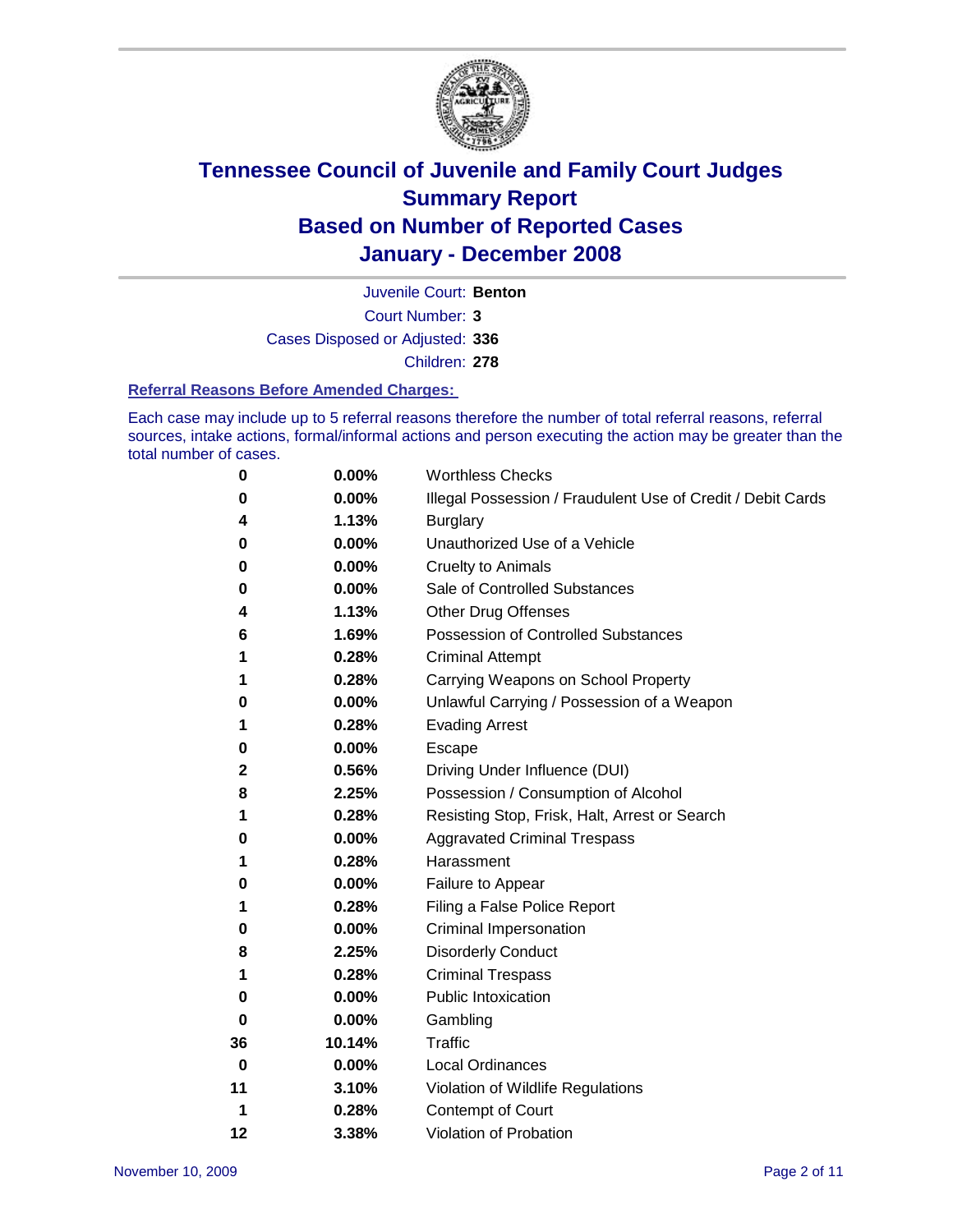# Tennessee Council of Juvenile and Family Court Judges
# Summary Report
# Based on Number of Reported Cases
# January - December 2008

Juvenile Court: **Benton**

Court Number: **3**

Cases Disposed or Adjusted: **336**

Children: **278**

### Referral Reasons Before Amended Charges:

Each case may include up to 5 referral reasons therefore the number of total referral reasons, referral sources, intake actions, formal/informal actions and person executing the action may be greater than the total number of cases.

| | | |
|---|---|---|
| 0 | 0.00% | Worthless Checks |
| 0 | 0.00% | Illegal Possession / Fraudulent Use of Credit / Debit Cards |
| 4 | 1.13% | Burglary |
| 0 | 0.00% | Unauthorized Use of a Vehicle |
| 0 | 0.00% | Cruelty to Animals |
| 0 | 0.00% | Sale of Controlled Substances |
| 4 | 1.13% | Other Drug Offenses |
| 6 | 1.69% | Possession of Controlled Substances |
| 1 | 0.28% | Criminal Attempt |
| 1 | 0.28% | Carrying Weapons on School Property |
| 0 | 0.00% | Unlawful Carrying / Possession of a Weapon |
| 1 | 0.28% | Evading Arrest |
| 0 | 0.00% | Escape |
| 2 | 0.56% | Driving Under Influence (DUI) |
| 8 | 2.25% | Possession / Consumption of Alcohol |
| 1 | 0.28% | Resisting Stop, Frisk, Halt, Arrest or Search |
| 0 | 0.00% | Aggravated Criminal Trespass |
| 1 | 0.28% | Harassment |
| 0 | 0.00% | Failure to Appear |
| 1 | 0.28% | Filing a False Police Report |
| 0 | 0.00% | Criminal Impersonation |
| 8 | 2.25% | Disorderly Conduct |
| 1 | 0.28% | Criminal Trespass |
| 0 | 0.00% | Public Intoxication |
| 0 | 0.00% | Gambling |
| 36 | 10.14% | Traffic |
| 0 | 0.00% | Local Ordinances |
| 11 | 3.10% | Violation of Wildlife Regulations |
| 1 | 0.28% | Contempt of Court |
| 12 | 3.38% | Violation of Probation |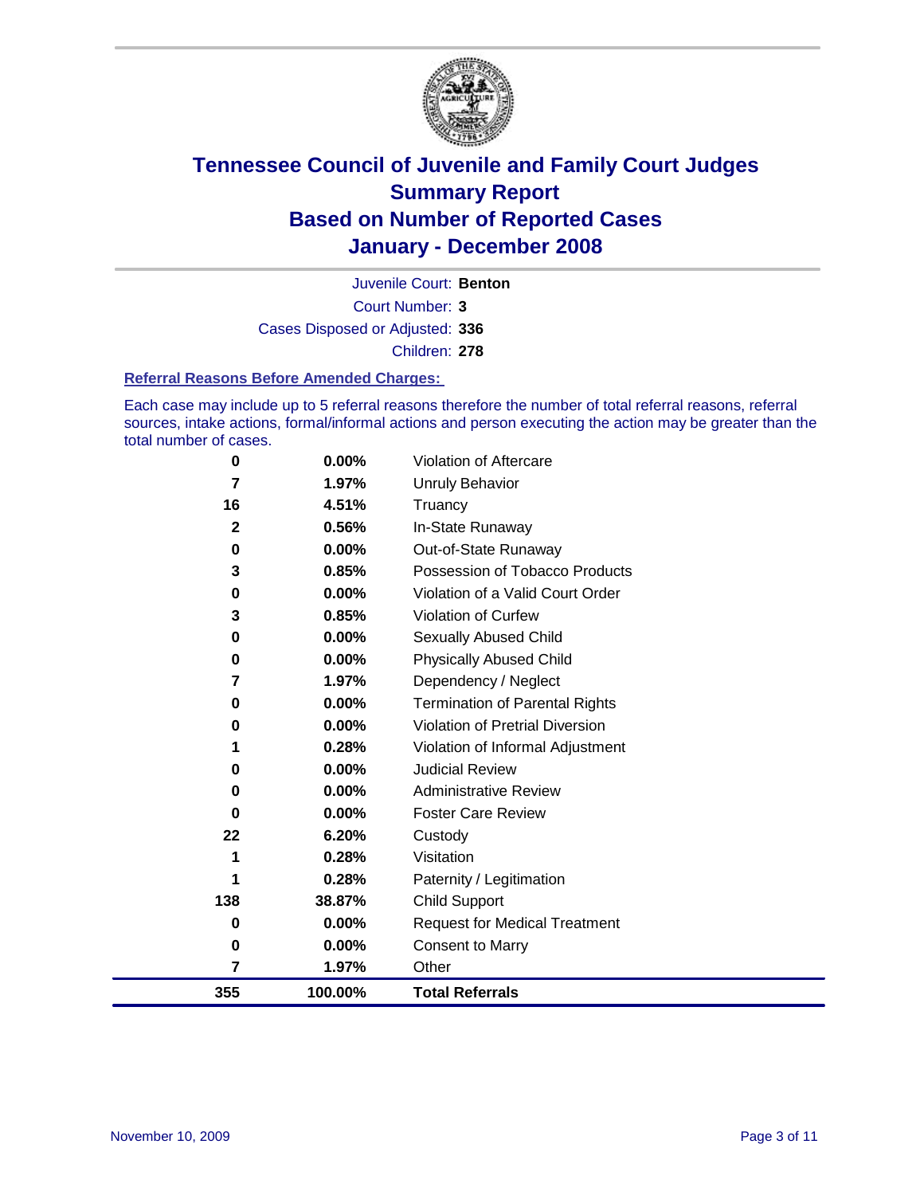# Tennessee Council of Juvenile and Family Court Judges
## Summary Report
## Based on Number of Reported Cases
## January - December 2008

Juvenile Court: **Benton**

Court Number: **3**

Cases Disposed or Adjusted: **336**

Children: **278**

### Referral Reasons Before Amended Charges:

Each case may include up to 5 referral reasons therefore the number of total referral reasons, referral sources, intake actions, formal/informal actions and person executing the action may be greater than the total number of cases.

| | | |
|---|---|---|
| 0 | 0.00% | Violation of Aftercare |
| 7 | 1.97% | Unruly Behavior |
| 16 | 4.51% | Truancy |
| 2 | 0.56% | In-State Runaway |
| 0 | 0.00% | Out-of-State Runaway |
| 3 | 0.85% | Possession of Tobacco Products |
| 0 | 0.00% | Violation of a Valid Court Order |
| 3 | 0.85% | Violation of Curfew |
| 0 | 0.00% | Sexually Abused Child |
| 0 | 0.00% | Physically Abused Child |
| 7 | 1.97% | Dependency / Neglect |
| 0 | 0.00% | Termination of Parental Rights |
| 0 | 0.00% | Violation of Pretrial Diversion |
| 1 | 0.28% | Violation of Informal Adjustment |
| 0 | 0.00% | Judicial Review |
| 0 | 0.00% | Administrative Review |
| 0 | 0.00% | Foster Care Review |
| 22 | 6.20% | Custody |
| 1 | 0.28% | Visitation |
| 1 | 0.28% | Paternity / Legitimation |
| 138 | 38.87% | Child Support |
| 0 | 0.00% | Request for Medical Treatment |
| 0 | 0.00% | Consent to Marry |
| 7 | 1.97% | Other |
| **355** | **100.00%** | **Total Referrals** |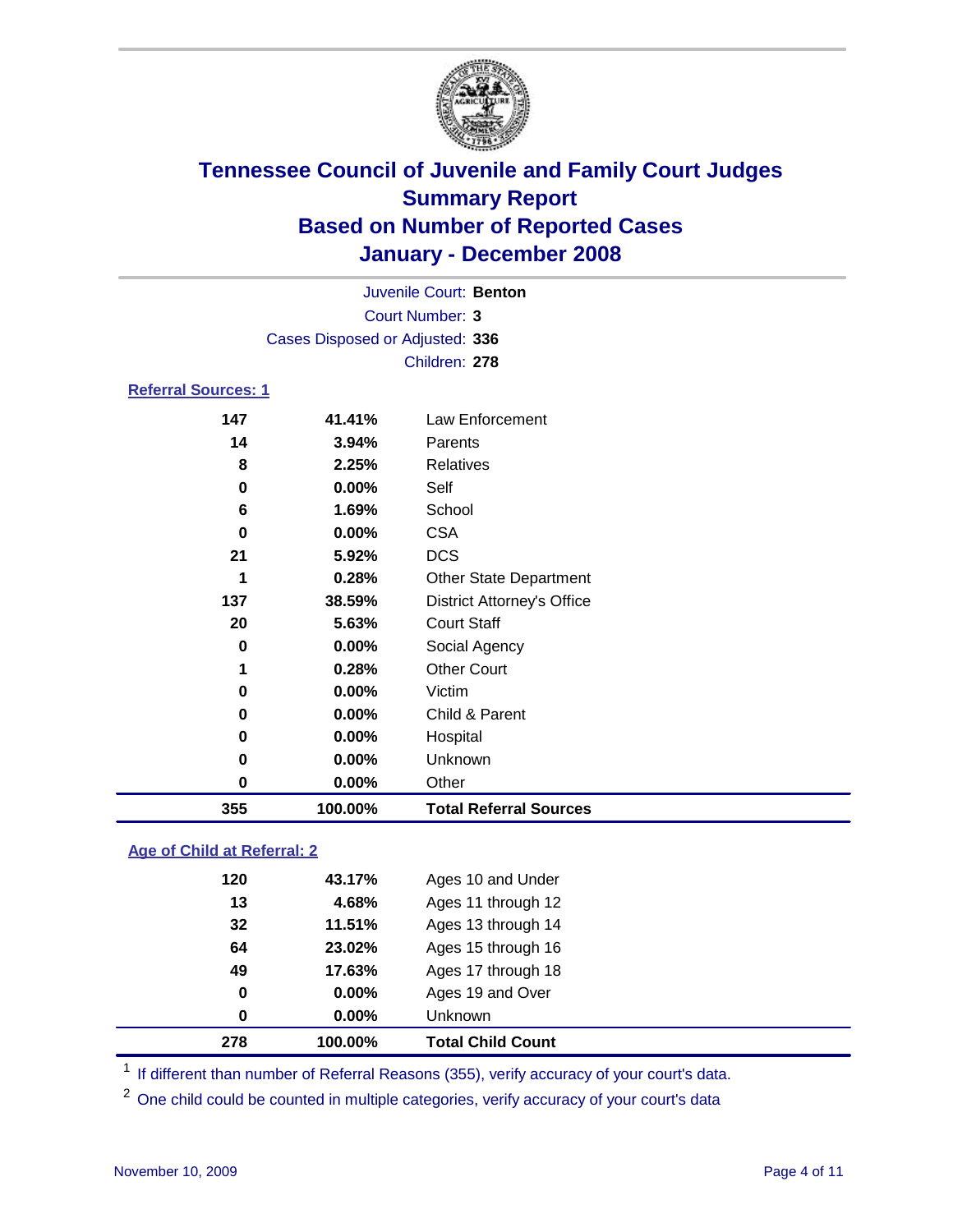# Tennessee Council of Juvenile and Family Court Judges
## Summary Report
## Based on Number of Reported Cases
## January - December 2008

Juvenile Court: **Benton**
Court Number: **3**
Cases Disposed or Adjusted: **336**
Children: **278**

### Referral Sources: 1

| | | |
|---|---|---|
| 147 | 41.41% | Law Enforcement |
| 14 | 3.94% | Parents |
| 8 | 2.25% | Relatives |
| 0 | 0.00% | Self |
| 6 | 1.69% | School |
| 0 | 0.00% | CSA |
| 21 | 5.92% | DCS |
| 1 | 0.28% | Other State Department |
| 137 | 38.59% | District Attorney's Office |
| 20 | 5.63% | Court Staff |
| 0 | 0.00% | Social Agency |
| 1 | 0.28% | Other Court |
| 0 | 0.00% | Victim |
| 0 | 0.00% | Child & Parent |
| 0 | 0.00% | Hospital |
| 0 | 0.00% | Unknown |
| 0 | 0.00% | Other |
| **355** | **100.00%** | **Total Referral Sources** |

### Age of Child at Referral: 2

| | | |
|---|---|---|
| 120 | 43.17% | Ages 10 and Under |
| 13 | 4.68% | Ages 11 through 12 |
| 32 | 11.51% | Ages 13 through 14 |
| 64 | 23.02% | Ages 15 through 16 |
| 49 | 17.63% | Ages 17 through 18 |
| 0 | 0.00% | Ages 19 and Over |
| 0 | 0.00% | Unknown |
| **278** | **100.00%** | **Total Child Count** |

[1] If different than number of Referral Reasons (355), verify accuracy of your court's data.

[2] One child could be counted in multiple categories, verify accuracy of your court's data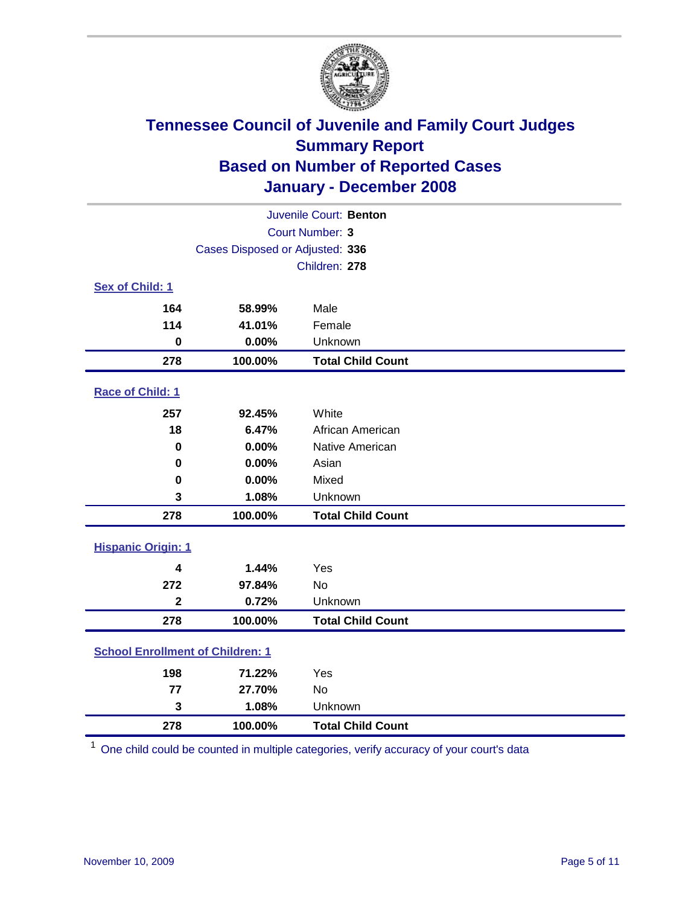# Tennessee Council of Juvenile and Family Court Judges
## Summary Report
## Based on Number of Reported Cases
## January - December 2008

Juvenile Court: **Benton**
Court Number: **3**
Cases Disposed or Adjusted: **336**
Children: **278**

### Sex of Child: 1

| | | |
|---|---|---|
| 164 | 58.99% | Male |
| 114 | 41.01% | Female |
| 0 | 0.00% | Unknown |
| **278** | **100.00%** | **Total Child Count** |

### Race of Child: 1

| | | |
|---|---|---|
| 257 | 92.45% | White |
| 18 | 6.47% | African American |
| 0 | 0.00% | Native American |
| 0 | 0.00% | Asian |
| 0 | 0.00% | Mixed |
| 3 | 1.08% | Unknown |
| **278** | **100.00%** | **Total Child Count** |

### Hispanic Origin: 1

| | | |
|---|---|---|
| 4 | 1.44% | Yes |
| 272 | 97.84% | No |
| 2 | 0.72% | Unknown |
| **278** | **100.00%** | **Total Child Count** |

### School Enrollment of Children: 1

| | | |
|---|---|---|
| 198 | 71.22% | Yes |
| 77 | 27.70% | No |
| 3 | 1.08% | Unknown |
| **278** | **100.00%** | **Total Child Count** |

[1] One child could be counted in multiple categories, verify accuracy of your court's data

November 10, 2009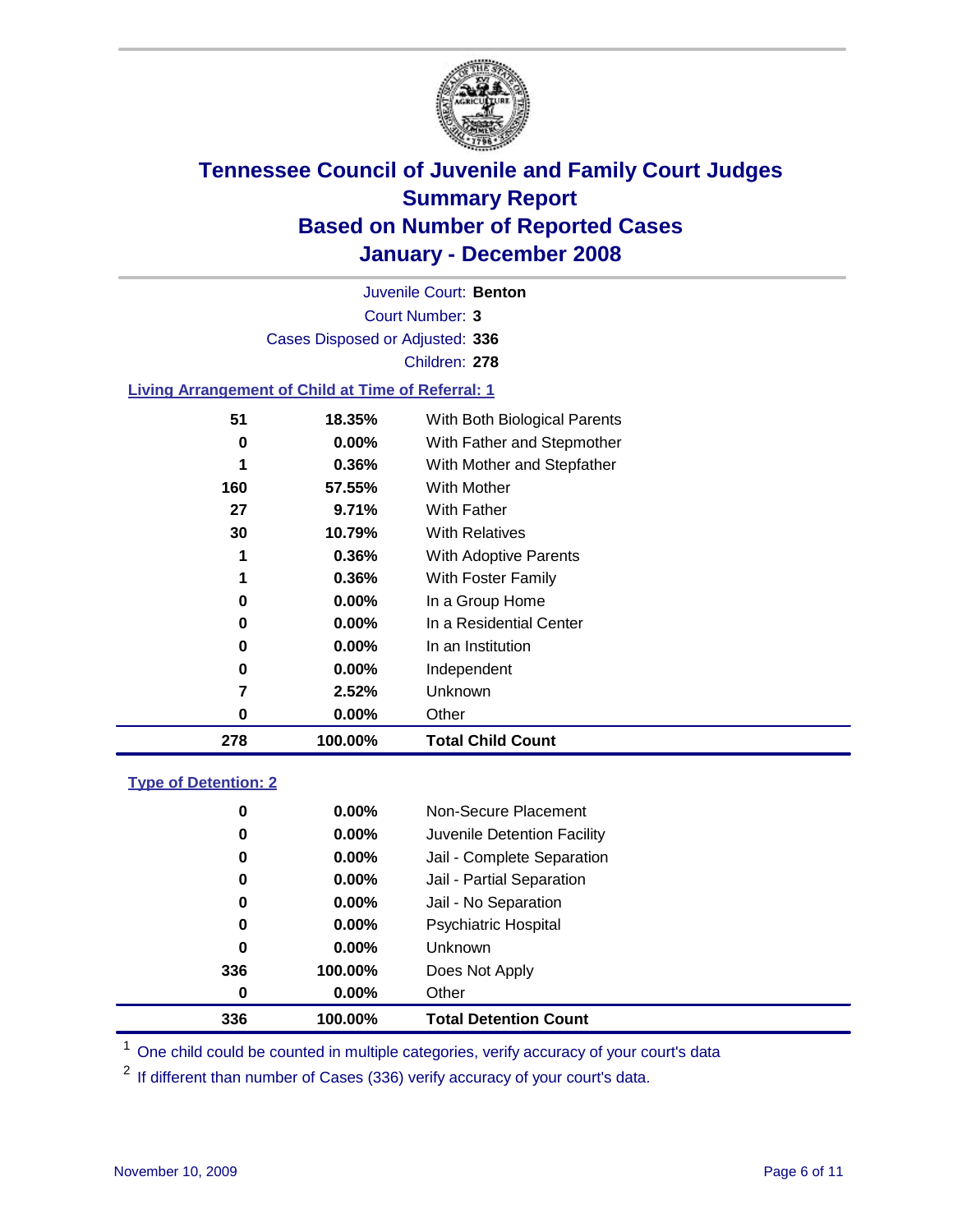# Tennessee Council of Juvenile and Family Court Judges
## Summary Report
## Based on Number of Reported Cases
## January - December 2008

Juvenile Court: **Benton**
Court Number: **3**
Cases Disposed or Adjusted: **336**
Children: **278**

### Living Arrangement of Child at Time of Referral: 1

| Count | Percent | Living Arrangement |
|---|---|---|
| 51 | 18.35% | With Both Biological Parents |
| 0 | 0.00% | With Father and Stepmother |
| 1 | 0.36% | With Mother and Stepfather |
| 160 | 57.55% | With Mother |
| 27 | 9.71% | With Father |
| 30 | 10.79% | With Relatives |
| 1 | 0.36% | With Adoptive Parents |
| 1 | 0.36% | With Foster Family |
| 0 | 0.00% | In a Group Home |
| 0 | 0.00% | In a Residential Center |
| 0 | 0.00% | In an Institution |
| 0 | 0.00% | Independent |
| 7 | 2.52% | Unknown |
| 0 | 0.00% | Other |
| **278** | **100.00%** | **Total Child Count** |

### Type of Detention: 2

| Count | Percent | Type of Detention |
|---|---|---|
| 0 | 0.00% | Non-Secure Placement |
| 0 | 0.00% | Juvenile Detention Facility |
| 0 | 0.00% | Jail - Complete Separation |
| 0 | 0.00% | Jail - Partial Separation |
| 0 | 0.00% | Jail - No Separation |
| 0 | 0.00% | Psychiatric Hospital |
| 0 | 0.00% | Unknown |
| 336 | 100.00% | Does Not Apply |
| 0 | 0.00% | Other |
| **336** | **100.00%** | **Total Detention Count** |

[1] One child could be counted in multiple categories, verify accuracy of your court's data

[2] If different than number of Cases (336) verify accuracy of your court's data.

November 10, 2009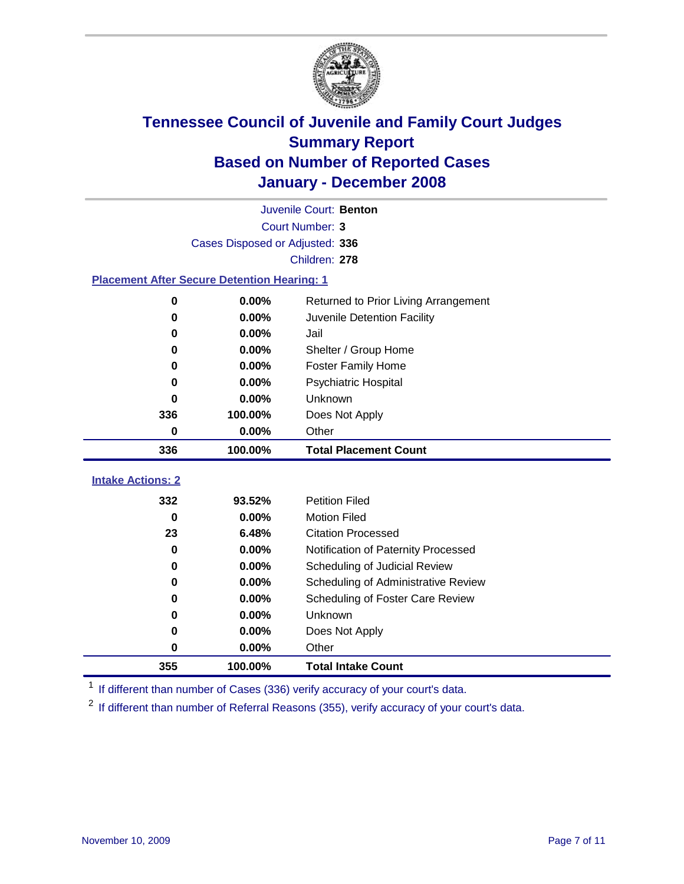# Tennessee Council of Juvenile and Family Court Judges
## Summary Report
## Based on Number of Reported Cases
## January - December 2008

Juvenile Court: **Benton**
Court Number: **3**
Cases Disposed or Adjusted: **336**
Children: **278**

### Placement After Secure Detention Hearing: 1

| Count | Percent | Placement |
|---|---|---|
| 0 | 0.00% | Returned to Prior Living Arrangement |
| 0 | 0.00% | Juvenile Detention Facility |
| 0 | 0.00% | Jail |
| 0 | 0.00% | Shelter / Group Home |
| 0 | 0.00% | Foster Family Home |
| 0 | 0.00% | Psychiatric Hospital |
| 0 | 0.00% | Unknown |
| 336 | 100.00% | Does Not Apply |
| 0 | 0.00% | Other |
| **336** | **100.00%** | **Total Placement Count** |

### Intake Actions: 2

| Count | Percent | Intake Action |
|---|---|---|
| 332 | 93.52% | Petition Filed |
| 0 | 0.00% | Motion Filed |
| 23 | 6.48% | Citation Processed |
| 0 | 0.00% | Notification of Paternity Processed |
| 0 | 0.00% | Scheduling of Judicial Review |
| 0 | 0.00% | Scheduling of Administrative Review |
| 0 | 0.00% | Scheduling of Foster Care Review |
| 0 | 0.00% | Unknown |
| 0 | 0.00% | Does Not Apply |
| 0 | 0.00% | Other |
| **355** | **100.00%** | **Total Intake Count** |

[1] If different than number of Cases (336) verify accuracy of your court's data.

[2] If different than number of Referral Reasons (355), verify accuracy of your court's data.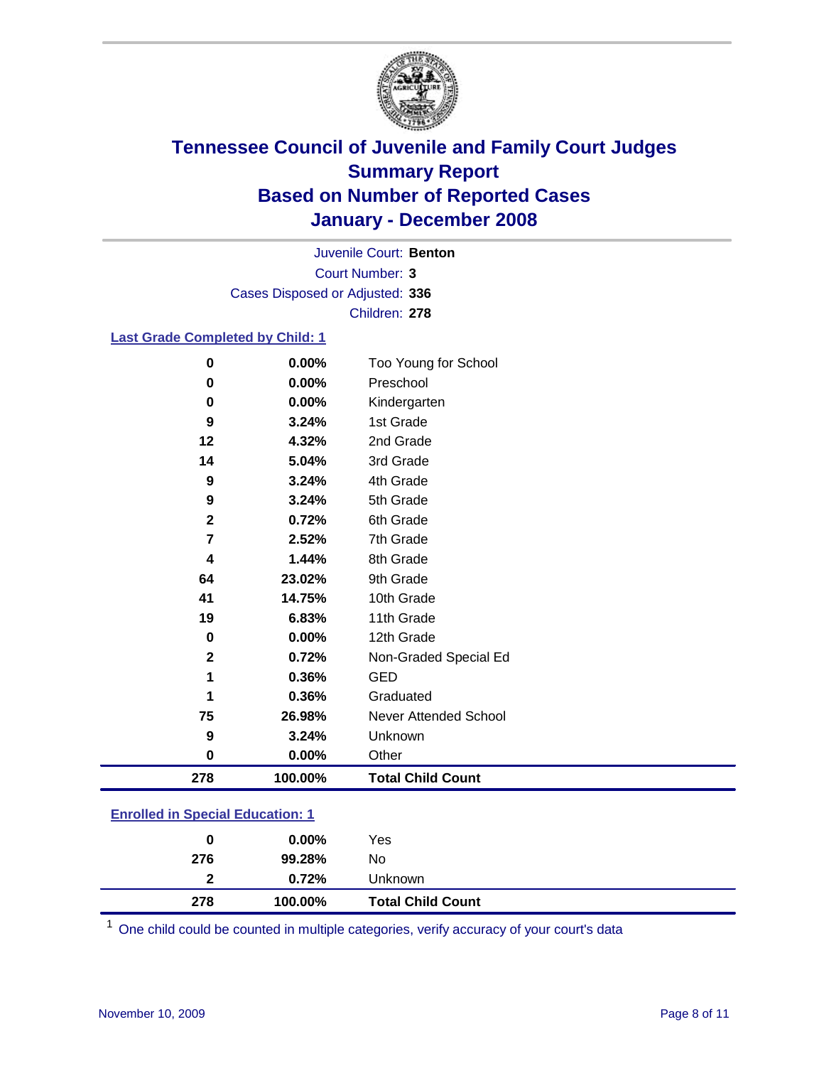# Tennessee Council of Juvenile and Family Court Judges
## Summary Report
## Based on Number of Reported Cases
## January - December 2008

Juvenile Court: **Benton**
Court Number: **3**
Cases Disposed or Adjusted: **336**
Children: **278**

### Last Grade Completed by Child: 1

| Count | Percent | Category |
|---|---|---|
| 0 | 0.00% | Too Young for School |
| 0 | 0.00% | Preschool |
| 0 | 0.00% | Kindergarten |
| 9 | 3.24% | 1st Grade |
| 12 | 4.32% | 2nd Grade |
| 14 | 5.04% | 3rd Grade |
| 9 | 3.24% | 4th Grade |
| 9 | 3.24% | 5th Grade |
| 2 | 0.72% | 6th Grade |
| 7 | 2.52% | 7th Grade |
| 4 | 1.44% | 8th Grade |
| 64 | 23.02% | 9th Grade |
| 41 | 14.75% | 10th Grade |
| 19 | 6.83% | 11th Grade |
| 0 | 0.00% | 12th Grade |
| 2 | 0.72% | Non-Graded Special Ed |
| 1 | 0.36% | GED |
| 1 | 0.36% | Graduated |
| 75 | 26.98% | Never Attended School |
| 9 | 3.24% | Unknown |
| 0 | 0.00% | Other |
| **278** | **100.00%** | **Total Child Count** |

### Enrolled in Special Education: 1

| Count | Percent | Category |
|---|---|---|
| 0 | 0.00% | Yes |
| 276 | 99.28% | No |
| 2 | 0.72% | Unknown |
| **278** | **100.00%** | **Total Child Count** |

[1] One child could be counted in multiple categories, verify accuracy of your court's data

November 10, 2009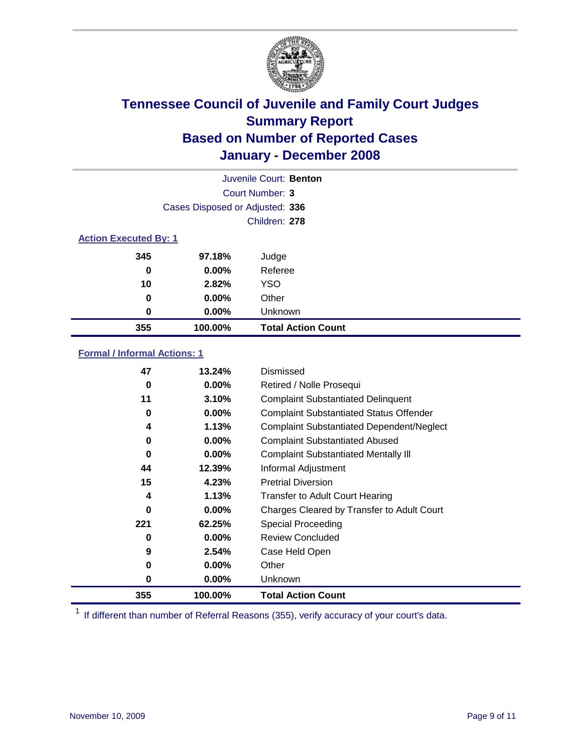# Tennessee Council of Juvenile and Family Court Judges
## Summary Report
## Based on Number of Reported Cases
## January - December 2008

Juvenile Court: **Benton**
Court Number: **3**
Cases Disposed or Adjusted: **336**
Children: **278**

### Action Executed By: 1

| | | |
|---|---|---|
| 345 | 97.18% | Judge |
| 0 | 0.00% | Referee |
| 10 | 2.82% | YSO |
| 0 | 0.00% | Other |
| 0 | 0.00% | Unknown |
| **355** | **100.00%** | **Total Action Count** |

### Formal / Informal Actions: 1

| | | |
|---|---|---|
| 47 | 13.24% | Dismissed |
| 0 | 0.00% | Retired / Nolle Prosequi |
| 11 | 3.10% | Complaint Substantiated Delinquent |
| 0 | 0.00% | Complaint Substantiated Status Offender |
| 4 | 1.13% | Complaint Substantiated Dependent/Neglect |
| 0 | 0.00% | Complaint Substantiated Abused |
| 0 | 0.00% | Complaint Substantiated Mentally Ill |
| 44 | 12.39% | Informal Adjustment |
| 15 | 4.23% | Pretrial Diversion |
| 4 | 1.13% | Transfer to Adult Court Hearing |
| 0 | 0.00% | Charges Cleared by Transfer to Adult Court |
| 221 | 62.25% | Special Proceeding |
| 0 | 0.00% | Review Concluded |
| 9 | 2.54% | Case Held Open |
| 0 | 0.00% | Other |
| 0 | 0.00% | Unknown |
| **355** | **100.00%** | **Total Action Count** |

[1] If different than number of Referral Reasons (355), verify accuracy of your court's data.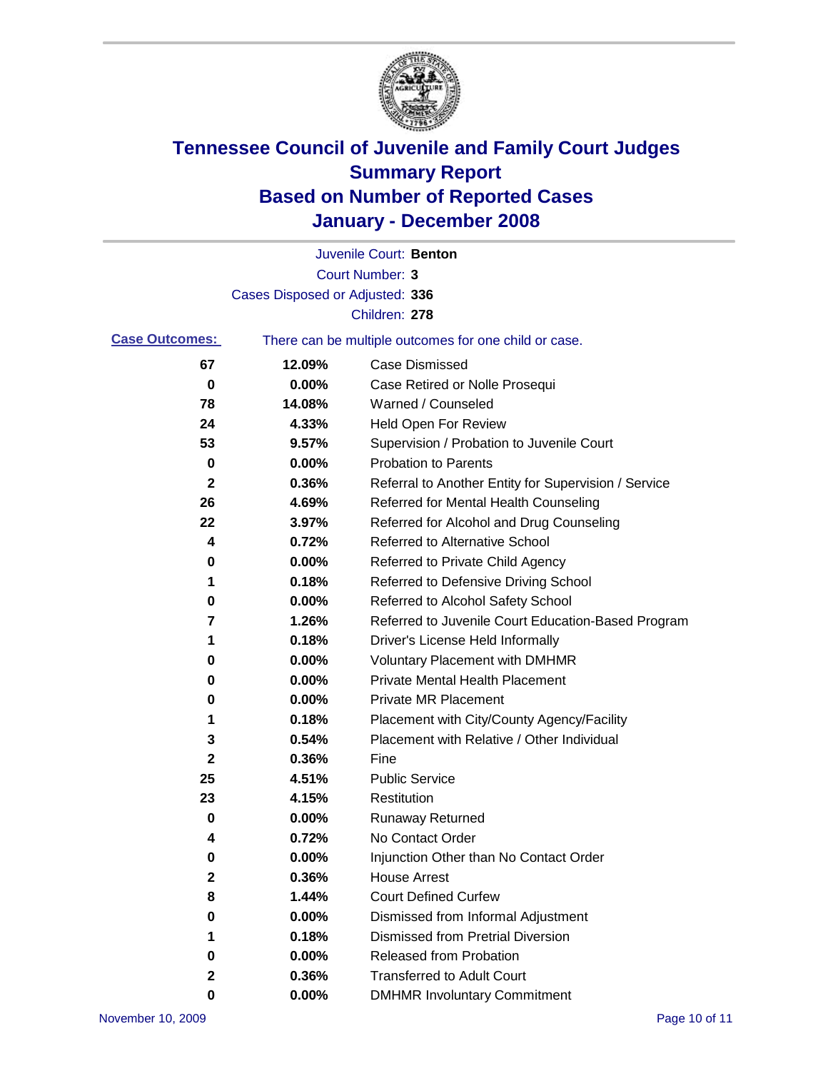# Tennessee Council of Juvenile and Family Court Judges
## Summary Report
## Based on Number of Reported Cases
## January - December 2008

Juvenile Court: **Benton**

Court Number: **3**

Cases Disposed or Adjusted: **336**

Children: **278**

**Case Outcomes:** There can be multiple outcomes for one child or case.

| Count | Percent | Outcome |
|---|---|---|
| 67 | 12.09% | Case Dismissed |
| 0 | 0.00% | Case Retired or Nolle Prosequi |
| 78 | 14.08% | Warned / Counseled |
| 24 | 4.33% | Held Open For Review |
| 53 | 9.57% | Supervision / Probation to Juvenile Court |
| 0 | 0.00% | Probation to Parents |
| 2 | 0.36% | Referral to Another Entity for Supervision / Service |
| 26 | 4.69% | Referred for Mental Health Counseling |
| 22 | 3.97% | Referred for Alcohol and Drug Counseling |
| 4 | 0.72% | Referred to Alternative School |
| 0 | 0.00% | Referred to Private Child Agency |
| 1 | 0.18% | Referred to Defensive Driving School |
| 0 | 0.00% | Referred to Alcohol Safety School |
| 7 | 1.26% | Referred to Juvenile Court Education-Based Program |
| 1 | 0.18% | Driver's License Held Informally |
| 0 | 0.00% | Voluntary Placement with DMHMR |
| 0 | 0.00% | Private Mental Health Placement |
| 0 | 0.00% | Private MR Placement |
| 1 | 0.18% | Placement with City/County Agency/Facility |
| 3 | 0.54% | Placement with Relative / Other Individual |
| 2 | 0.36% | Fine |
| 25 | 4.51% | Public Service |
| 23 | 4.15% | Restitution |
| 0 | 0.00% | Runaway Returned |
| 4 | 0.72% | No Contact Order |
| 0 | 0.00% | Injunction Other than No Contact Order |
| 2 | 0.36% | House Arrest |
| 8 | 1.44% | Court Defined Curfew |
| 0 | 0.00% | Dismissed from Informal Adjustment |
| 1 | 0.18% | Dismissed from Pretrial Diversion |
| 0 | 0.00% | Released from Probation |
| 2 | 0.36% | Transferred to Adult Court |
| 0 | 0.00% | DMHMR Involuntary Commitment |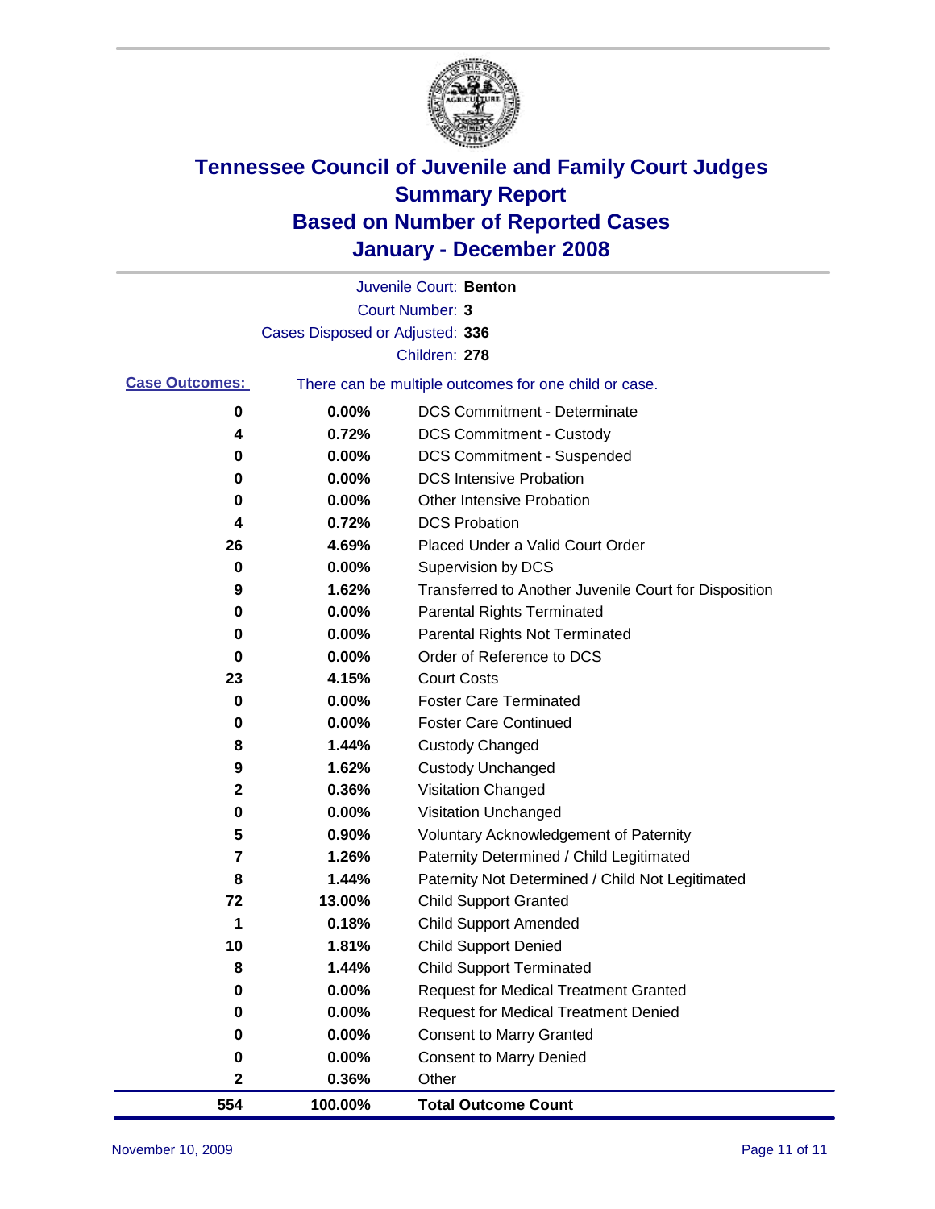# Tennessee Council of Juvenile and Family Court Judges
## Summary Report
## Based on Number of Reported Cases
## January - December 2008

Juvenile Court: **Benton**

Court Number: **3**

Cases Disposed or Adjusted: **336**

Children: **278**

**Case Outcomes:** There can be multiple outcomes for one child or case.

| | | |
|---|---|---|
| 0 | 0.00% | DCS Commitment - Determinate |
| 4 | 0.72% | DCS Commitment - Custody |
| 0 | 0.00% | DCS Commitment - Suspended |
| 0 | 0.00% | DCS Intensive Probation |
| 0 | 0.00% | Other Intensive Probation |
| 4 | 0.72% | DCS Probation |
| 26 | 4.69% | Placed Under a Valid Court Order |
| 0 | 0.00% | Supervision by DCS |
| 9 | 1.62% | Transferred to Another Juvenile Court for Disposition |
| 0 | 0.00% | Parental Rights Terminated |
| 0 | 0.00% | Parental Rights Not Terminated |
| 0 | 0.00% | Order of Reference to DCS |
| 23 | 4.15% | Court Costs |
| 0 | 0.00% | Foster Care Terminated |
| 0 | 0.00% | Foster Care Continued |
| 8 | 1.44% | Custody Changed |
| 9 | 1.62% | Custody Unchanged |
| 2 | 0.36% | Visitation Changed |
| 0 | 0.00% | Visitation Unchanged |
| 5 | 0.90% | Voluntary Acknowledgement of Paternity |
| 7 | 1.26% | Paternity Determined / Child Legitimated |
| 8 | 1.44% | Paternity Not Determined / Child Not Legitimated |
| 72 | 13.00% | Child Support Granted |
| 1 | 0.18% | Child Support Amended |
| 10 | 1.81% | Child Support Denied |
| 8 | 1.44% | Child Support Terminated |
| 0 | 0.00% | Request for Medical Treatment Granted |
| 0 | 0.00% | Request for Medical Treatment Denied |
| 0 | 0.00% | Consent to Marry Granted |
| 0 | 0.00% | Consent to Marry Denied |
| 2 | 0.36% | Other |
| **554** | **100.00%** | **Total Outcome Count** |